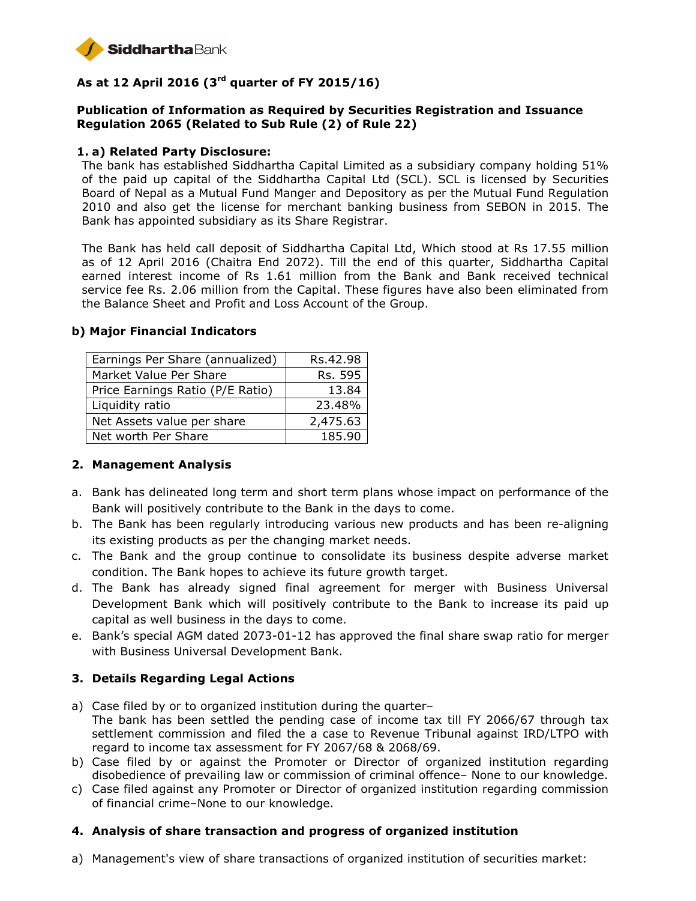Siddhartha Bank

## As at 12 April 2016 (3rd quarter of FY 2015/16)

### Publication of Information as Required by Securities Registration and Issuance Regulation 2065 (Related to Sub Rule (2) of Rule 22)

**1. a) Related Party Disclosure:**

The bank has established Siddhartha Capital Limited as a subsidiary company holding 51% of the paid up capital of the Siddhartha Capital Ltd (SCL). SCL is licensed by Securities Board of Nepal as a Mutual Fund Manger and Depository as per the Mutual Fund Regulation 2010 and also get the license for merchant banking business from SEBON in 2015. The Bank has appointed subsidiary as its Share Registrar.

The Bank has held call deposit of Siddhartha Capital Ltd, Which stood at Rs 17.55 million as of 12 April 2016 (Chaitra End 2072). Till the end of this quarter, Siddhartha Capital earned interest income of Rs 1.61 million from the Bank and Bank received technical service fee Rs. 2.06 million from the Capital. These figures have also been eliminated from the Balance Sheet and Profit and Loss Account of the Group.

**b) Major Financial Indicators**

| | |
|---|---|
| Earnings Per Share (annualized) | Rs.42.98 |
| Market Value Per Share | Rs. 595 |
| Price Earnings Ratio (P/E Ratio) | 13.84 |
| Liquidity ratio | 23.48% |
| Net Assets value per share | 2,475.63 |
| Net worth Per Share | 185.90 |

**2. Management Analysis**

a. Bank has delineated long term and short term plans whose impact on performance of the Bank will positively contribute to the Bank in the days to come.
b. The Bank has been regularly introducing various new products and has been re-aligning its existing products as per the changing market needs.
c. The Bank and the group continue to consolidate its business despite adverse market condition. The Bank hopes to achieve its future growth target.
d. The Bank has already signed final agreement for merger with Business Universal Development Bank which will positively contribute to the Bank to increase its paid up capital as well business in the days to come.
e. Bank's special AGM dated 2073-01-12 has approved the final share swap ratio for merger with Business Universal Development Bank.

**3. Details Regarding Legal Actions**

a) Case filed by or to organized institution during the quarter–
The bank has been settled the pending case of income tax till FY 2066/67 through tax settlement commission and filed the a case to Revenue Tribunal against IRD/LTPO with regard to income tax assessment for FY 2067/68 & 2068/69.
b) Case filed by or against the Promoter or Director of organized institution regarding disobedience of prevailing law or commission of criminal offence– None to our knowledge.
c) Case filed against any Promoter or Director of organized institution regarding commission of financial crime–None to our knowledge.

**4. Analysis of share transaction and progress of organized institution**

a) Management's view of share transactions of organized institution of securities market: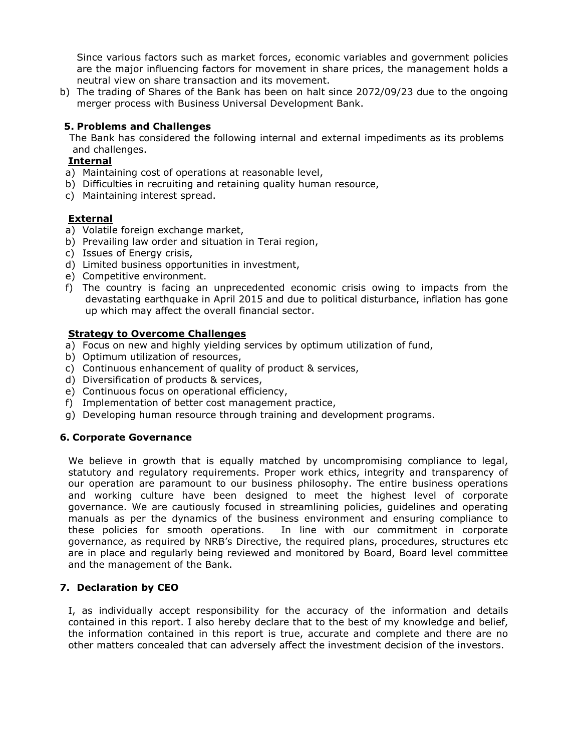Since various factors such as market forces, economic variables and government policies are the major influencing factors for movement in share prices, the management holds a neutral view on share transaction and its movement.

b) The trading of Shares of the Bank has been on halt since 2072/09/23 due to the ongoing merger process with Business Universal Development Bank.

### 5. Problems and Challenges

The Bank has considered the following internal and external impediments as its problems and challenges.

**Internal**

a) Maintaining cost of operations at reasonable level,
b) Difficulties in recruiting and retaining quality human resource,
c) Maintaining interest spread.

**External**

a) Volatile foreign exchange market,
b) Prevailing law order and situation in Terai region,
c) Issues of Energy crisis,
d) Limited business opportunities in investment,
e) Competitive environment.
f) The country is facing an unprecedented economic crisis owing to impacts from the devastating earthquake in April 2015 and due to political disturbance, inflation has gone up which may affect the overall financial sector.

**Strategy to Overcome Challenges**

a) Focus on new and highly yielding services by optimum utilization of fund,
b) Optimum utilization of resources,
c) Continuous enhancement of quality of product & services,
d) Diversification of products & services,
e) Continuous focus on operational efficiency,
f) Implementation of better cost management practice,
g) Developing human resource through training and development programs.

### 6. Corporate Governance

We believe in growth that is equally matched by uncompromising compliance to legal, statutory and regulatory requirements. Proper work ethics, integrity and transparency of our operation are paramount to our business philosophy. The entire business operations and working culture have been designed to meet the highest level of corporate governance. We are cautiously focused in streamlining policies, guidelines and operating manuals as per the dynamics of the business environment and ensuring compliance to these policies for smooth operations. In line with our commitment in corporate governance, as required by NRB's Directive, the required plans, procedures, structures etc are in place and regularly being reviewed and monitored by Board, Board level committee and the management of the Bank.

### 7. Declaration by CEO

I, as individually accept responsibility for the accuracy of the information and details contained in this report. I also hereby declare that to the best of my knowledge and belief, the information contained in this report is true, accurate and complete and there are no other matters concealed that can adversely affect the investment decision of the investors.